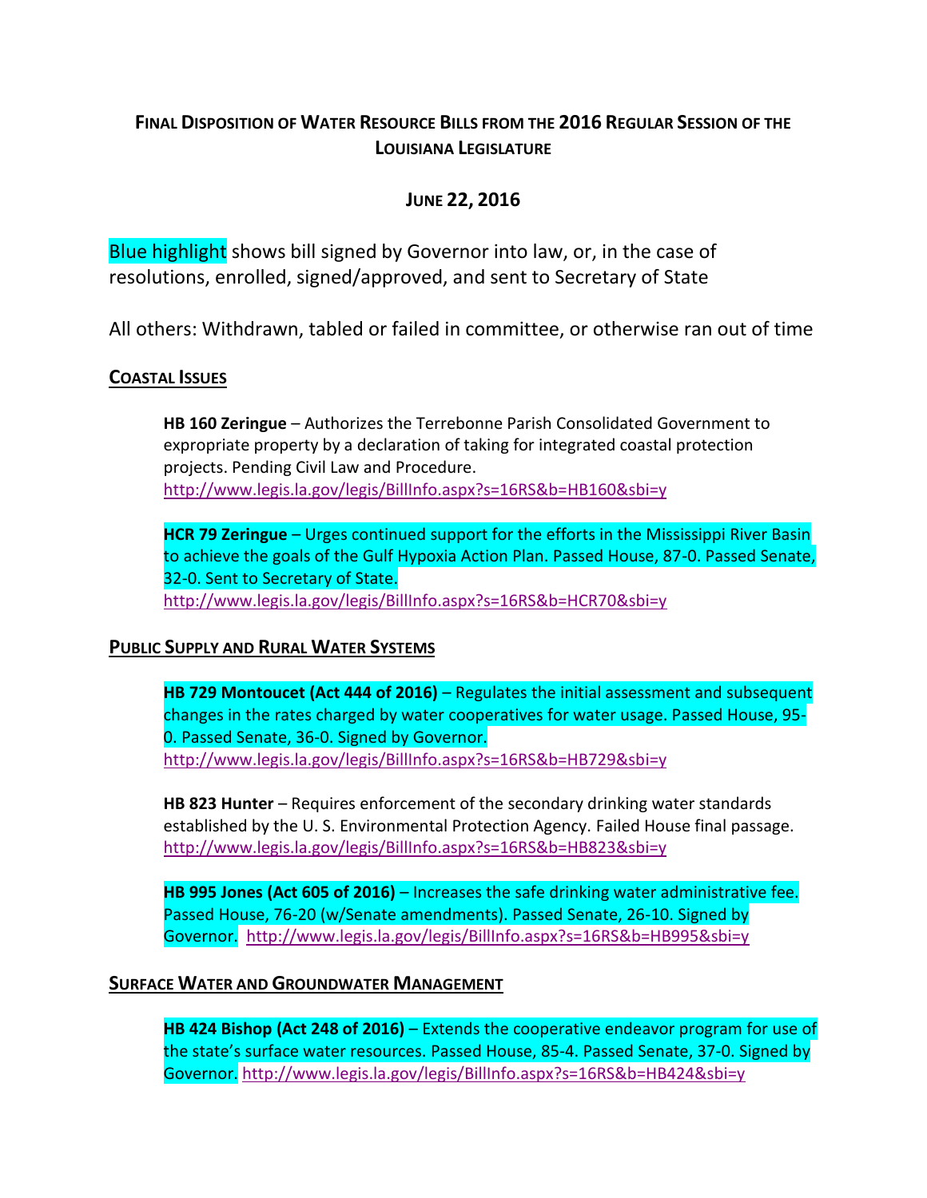# Final Disposition of Water Resource Bills from the 2016 Regular Session of the Louisiana Legislature

## June 22, 2016

Blue highlight shows bill signed by Governor into law, or, in the case of resolutions, enrolled, signed/approved, and sent to Secretary of State

All others: Withdrawn, tabled or failed in committee, or otherwise ran out of time

### Coastal Issues

**HB 160 Zeringue** – Authorizes the Terrebonne Parish Consolidated Government to expropriate property by a declaration of taking for integrated coastal protection projects. Pending Civil Law and Procedure.
http://www.legis.la.gov/legis/BillInfo.aspx?s=16RS&b=HB160&sbi=y

**HCR 79 Zeringue** – Urges continued support for the efforts in the Mississippi River Basin to achieve the goals of the Gulf Hypoxia Action Plan. Passed House, 87-0. Passed Senate, 32-0. Sent to Secretary of State.
http://www.legis.la.gov/legis/BillInfo.aspx?s=16RS&b=HCR70&sbi=y

### Public Supply and Rural Water Systems

**HB 729 Montoucet (Act 444 of 2016)** – Regulates the initial assessment and subsequent changes in the rates charged by water cooperatives for water usage. Passed House, 95-0. Passed Senate, 36-0. Signed by Governor.
http://www.legis.la.gov/legis/BillInfo.aspx?s=16RS&b=HB729&sbi=y

**HB 823 Hunter** – Requires enforcement of the secondary drinking water standards established by the U. S. Environmental Protection Agency. Failed House final passage.
http://www.legis.la.gov/legis/BillInfo.aspx?s=16RS&b=HB823&sbi=y

**HB 995 Jones (Act 605 of 2016)** – Increases the safe drinking water administrative fee. Passed House, 76-20 (w/Senate amendments). Passed Senate, 26-10. Signed by Governor. http://www.legis.la.gov/legis/BillInfo.aspx?s=16RS&b=HB995&sbi=y

### Surface Water and Groundwater Management

**HB 424 Bishop (Act 248 of 2016)** – Extends the cooperative endeavor program for use of the state's surface water resources. Passed House, 85-4. Passed Senate, 37-0. Signed by Governor. http://www.legis.la.gov/legis/BillInfo.aspx?s=16RS&b=HB424&sbi=y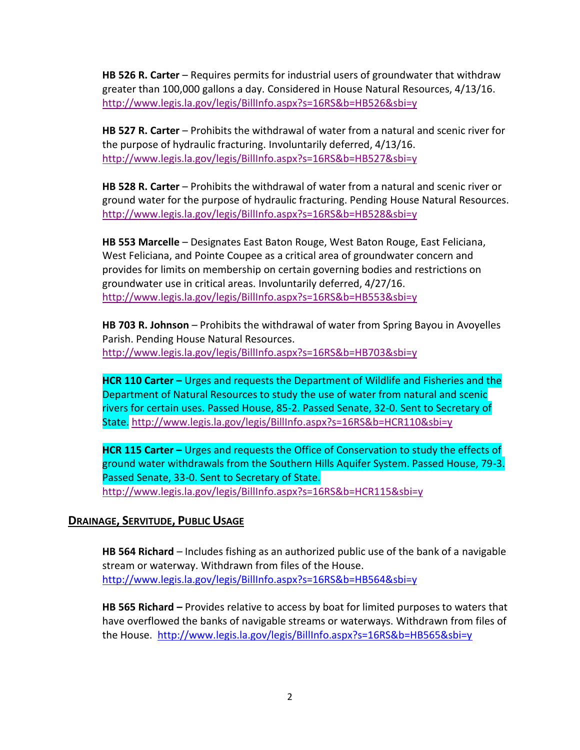**HB 526 R. Carter** – Requires permits for industrial users of groundwater that withdraw greater than 100,000 gallons a day. Considered in House Natural Resources, 4/13/16. http://www.legis.la.gov/legis/BillInfo.aspx?s=16RS&b=HB526&sbi=y

**HB 527 R. Carter** – Prohibits the withdrawal of water from a natural and scenic river for the purpose of hydraulic fracturing. Involuntarily deferred, 4/13/16. http://www.legis.la.gov/legis/BillInfo.aspx?s=16RS&b=HB527&sbi=y

**HB 528 R. Carter** – Prohibits the withdrawal of water from a natural and scenic river or ground water for the purpose of hydraulic fracturing. Pending House Natural Resources. http://www.legis.la.gov/legis/BillInfo.aspx?s=16RS&b=HB528&sbi=y

**HB 553 Marcelle** – Designates East Baton Rouge, West Baton Rouge, East Feliciana, West Feliciana, and Pointe Coupee as a critical area of groundwater concern and provides for limits on membership on certain governing bodies and restrictions on groundwater use in critical areas. Involuntarily deferred, 4/27/16. http://www.legis.la.gov/legis/BillInfo.aspx?s=16RS&b=HB553&sbi=y

**HB 703 R. Johnson** – Prohibits the withdrawal of water from Spring Bayou in Avoyelles Parish. Pending House Natural Resources. http://www.legis.la.gov/legis/BillInfo.aspx?s=16RS&b=HB703&sbi=y

**HCR 110 Carter –** Urges and requests the Department of Wildlife and Fisheries and the Department of Natural Resources to study the use of water from natural and scenic rivers for certain uses. Passed House, 85-2. Passed Senate, 32-0. Sent to Secretary of State. http://www.legis.la.gov/legis/BillInfo.aspx?s=16RS&b=HCR110&sbi=y

**HCR 115 Carter –** Urges and requests the Office of Conservation to study the effects of ground water withdrawals from the Southern Hills Aquifer System. Passed House, 79-3. Passed Senate, 33-0. Sent to Secretary of State. http://www.legis.la.gov/legis/BillInfo.aspx?s=16RS&b=HCR115&sbi=y

## DRAINAGE, SERVITUDE, PUBLIC USAGE

**HB 564 Richard** – Includes fishing as an authorized public use of the bank of a navigable stream or waterway. Withdrawn from files of the House. http://www.legis.la.gov/legis/BillInfo.aspx?s=16RS&b=HB564&sbi=y

**HB 565 Richard –** Provides relative to access by boat for limited purposes to waters that have overflowed the banks of navigable streams or waterways. Withdrawn from files of the House. http://www.legis.la.gov/legis/BillInfo.aspx?s=16RS&b=HB565&sbi=y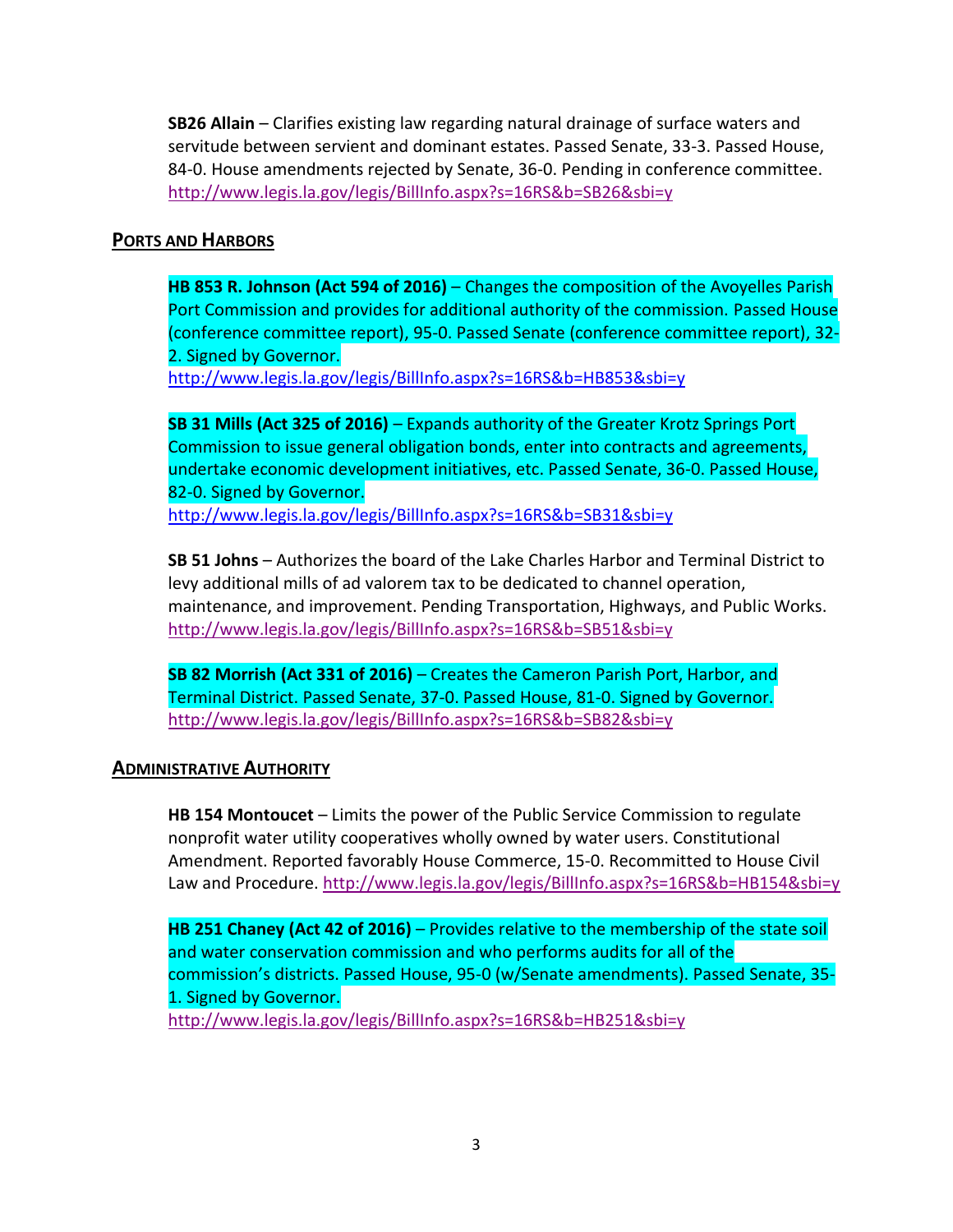**SB26 Allain** – Clarifies existing law regarding natural drainage of surface waters and servitude between servient and dominant estates. Passed Senate, 33-3. Passed House, 84-0. House amendments rejected by Senate, 36-0. Pending in conference committee. http://www.legis.la.gov/legis/BillInfo.aspx?s=16RS&b=SB26&sbi=y

## PORTS AND HARBORS

**HB 853 R. Johnson (Act 594 of 2016)** – Changes the composition of the Avoyelles Parish Port Commission and provides for additional authority of the commission. Passed House (conference committee report), 95-0. Passed Senate (conference committee report), 32-2. Signed by Governor.
http://www.legis.la.gov/legis/BillInfo.aspx?s=16RS&b=HB853&sbi=y

**SB 31 Mills (Act 325 of 2016)** – Expands authority of the Greater Krotz Springs Port Commission to issue general obligation bonds, enter into contracts and agreements, undertake economic development initiatives, etc. Passed Senate, 36-0. Passed House, 82-0. Signed by Governor.
http://www.legis.la.gov/legis/BillInfo.aspx?s=16RS&b=SB31&sbi=y

**SB 51 Johns** – Authorizes the board of the Lake Charles Harbor and Terminal District to levy additional mills of ad valorem tax to be dedicated to channel operation, maintenance, and improvement. Pending Transportation, Highways, and Public Works.
http://www.legis.la.gov/legis/BillInfo.aspx?s=16RS&b=SB51&sbi=y

**SB 82 Morrish (Act 331 of 2016)** – Creates the Cameron Parish Port, Harbor, and Terminal District. Passed Senate, 37-0. Passed House, 81-0. Signed by Governor.
http://www.legis.la.gov/legis/BillInfo.aspx?s=16RS&b=SB82&sbi=y

## ADMINISTRATIVE AUTHORITY

**HB 154 Montoucet** – Limits the power of the Public Service Commission to regulate nonprofit water utility cooperatives wholly owned by water users. Constitutional Amendment. Reported favorably House Commerce, 15-0. Recommitted to House Civil Law and Procedure. http://www.legis.la.gov/legis/BillInfo.aspx?s=16RS&b=HB154&sbi=y

**HB 251 Chaney (Act 42 of 2016)** – Provides relative to the membership of the state soil and water conservation commission and who performs audits for all of the commission's districts. Passed House, 95-0 (w/Senate amendments). Passed Senate, 35-1. Signed by Governor.
http://www.legis.la.gov/legis/BillInfo.aspx?s=16RS&b=HB251&sbi=y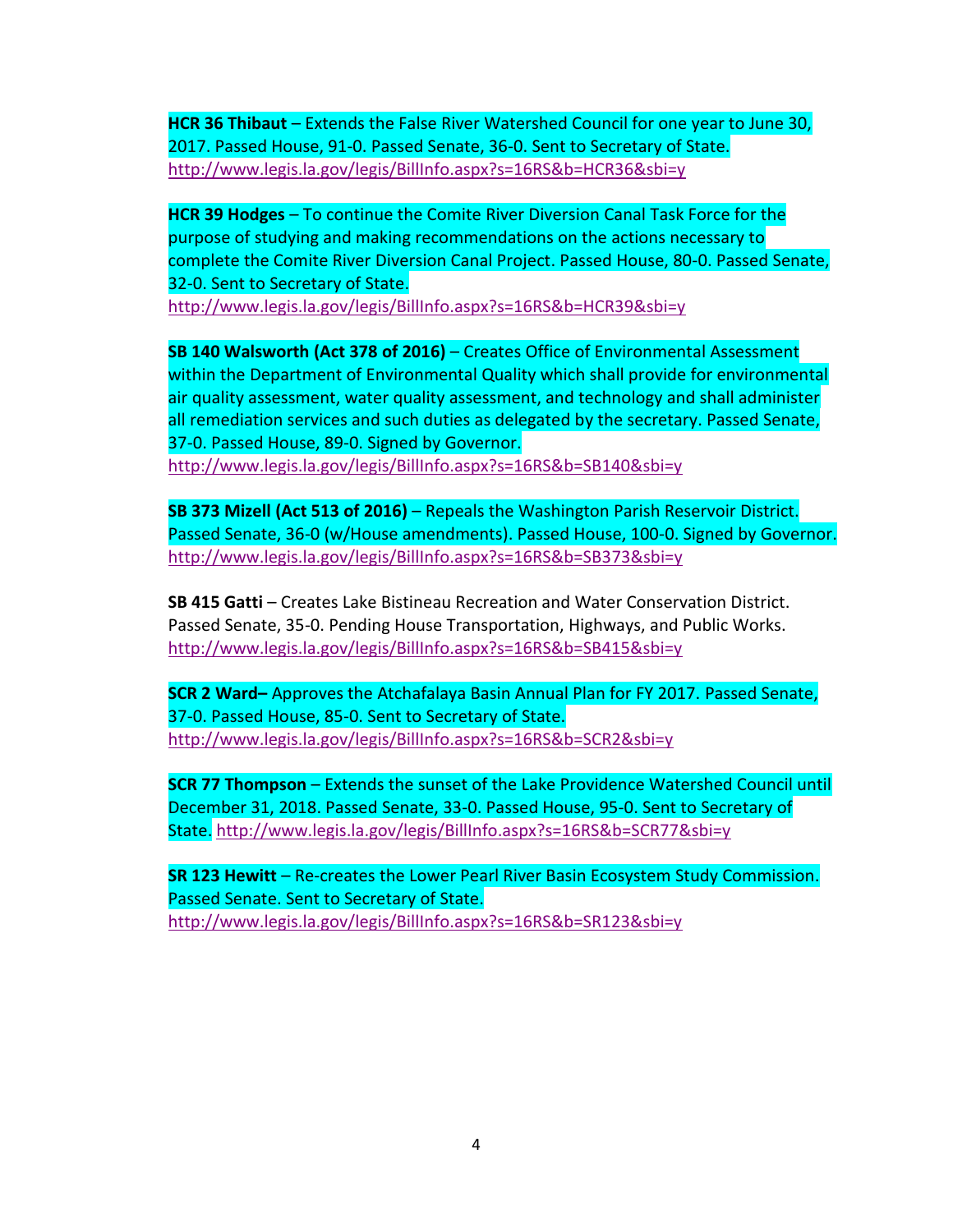**HCR 36 Thibaut** – Extends the False River Watershed Council for one year to June 30, 2017. Passed House, 91-0. Passed Senate, 36-0. Sent to Secretary of State.
http://www.legis.la.gov/legis/BillInfo.aspx?s=16RS&b=HCR36&sbi=y

**HCR 39 Hodges** – To continue the Comite River Diversion Canal Task Force for the purpose of studying and making recommendations on the actions necessary to complete the Comite River Diversion Canal Project. Passed House, 80-0. Passed Senate, 32-0. Sent to Secretary of State.
http://www.legis.la.gov/legis/BillInfo.aspx?s=16RS&b=HCR39&sbi=y

**SB 140 Walsworth (Act 378 of 2016)** – Creates Office of Environmental Assessment within the Department of Environmental Quality which shall provide for environmental air quality assessment, water quality assessment, and technology and shall administer all remediation services and such duties as delegated by the secretary. Passed Senate, 37-0. Passed House, 89-0. Signed by Governor.
http://www.legis.la.gov/legis/BillInfo.aspx?s=16RS&b=SB140&sbi=y

**SB 373 Mizell (Act 513 of 2016)** – Repeals the Washington Parish Reservoir District. Passed Senate, 36-0 (w/House amendments). Passed House, 100-0. Signed by Governor.
http://www.legis.la.gov/legis/BillInfo.aspx?s=16RS&b=SB373&sbi=y

**SB 415 Gatti** – Creates Lake Bistineau Recreation and Water Conservation District. Passed Senate, 35-0. Pending House Transportation, Highways, and Public Works.
http://www.legis.la.gov/legis/BillInfo.aspx?s=16RS&b=SB415&sbi=y

**SCR 2 Ward–** Approves the Atchafalaya Basin Annual Plan for FY 2017. Passed Senate, 37-0. Passed House, 85-0. Sent to Secretary of State.
http://www.legis.la.gov/legis/BillInfo.aspx?s=16RS&b=SCR2&sbi=y

**SCR 77 Thompson** – Extends the sunset of the Lake Providence Watershed Council until December 31, 2018. Passed Senate, 33-0. Passed House, 95-0. Sent to Secretary of State. http://www.legis.la.gov/legis/BillInfo.aspx?s=16RS&b=SCR77&sbi=y

**SR 123 Hewitt** – Re-creates the Lower Pearl River Basin Ecosystem Study Commission. Passed Senate. Sent to Secretary of State.
http://www.legis.la.gov/legis/BillInfo.aspx?s=16RS&b=SR123&sbi=y